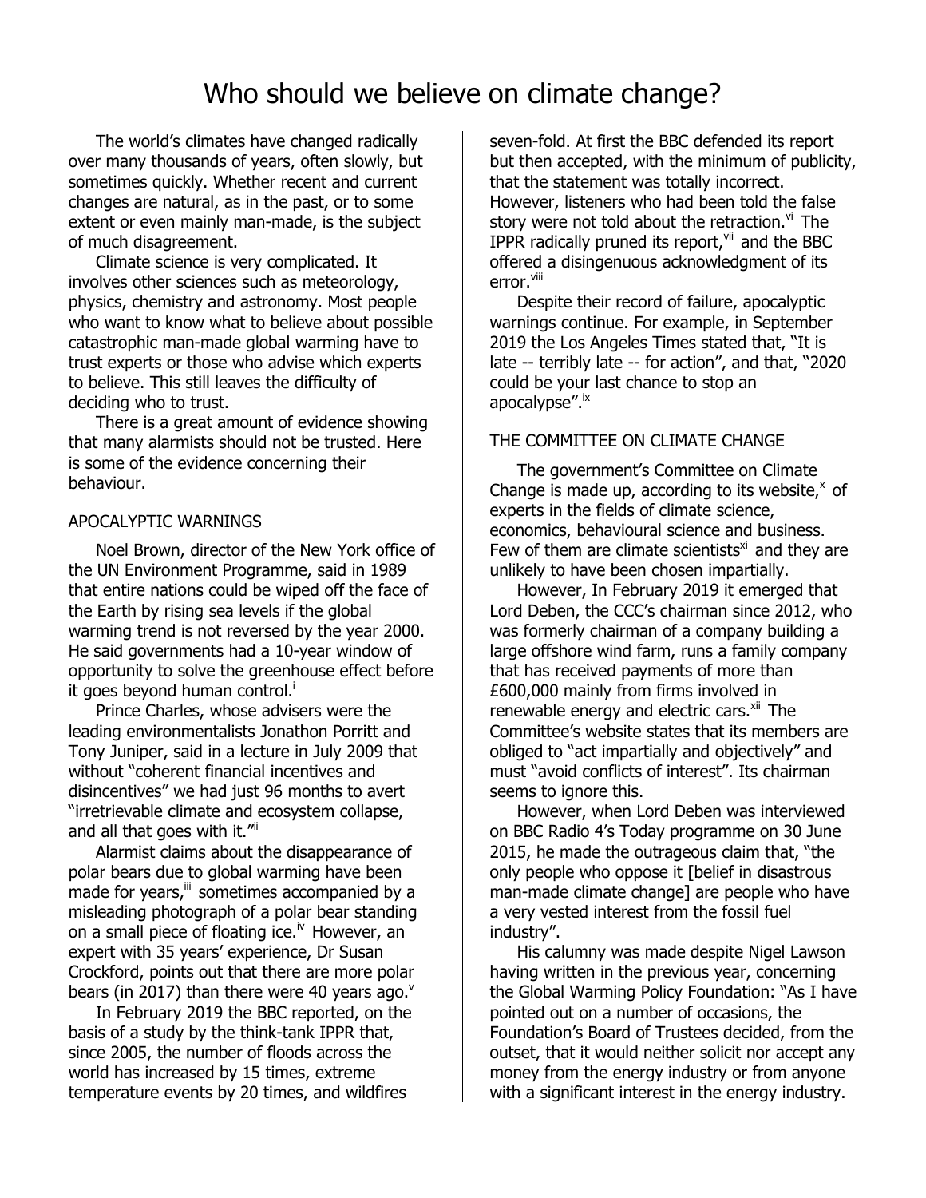# Who should we believe on climate change?

The world's climates have changed radically over many thousands of years, often slowly, but sometimes quickly. Whether recent and current changes are natural, as in the past, or to some extent or even mainly man-made, is the subject of much disagreement.

Climate science is very complicated. It involves other sciences such as meteorology, physics, chemistry and astronomy. Most people who want to know what to believe about possible catastrophic man-made global warming have to trust experts or those who advise which experts to believe. This still leaves the difficulty of deciding who to trust.

There is a great amount of evidence showing that many alarmists should not be trusted. Here is some of the evidence concerning their behaviour.

## APOCALYPTIC WARNINGS

Noel Brown, director of the New York office of the UN Environment Programme, said in 1989 that entire nations could be wiped off the face of the Earth by rising sea levels if the global warming trend is not reversed by the year 2000. He said governments had a 10-year window of opportunity to solve the greenhouse effect before it goes beyond human control.[i]

Prince Charles, whose advisers were the leading environmentalists Jonathon Porritt and Tony Juniper, said in a lecture in July 2009 that without "coherent financial incentives and disincentives" we had just 96 months to avert "irretrievable climate and ecosystem collapse, and all that goes with it."[ii]

Alarmist claims about the disappearance of polar bears due to global warming have been made for years,[iii] sometimes accompanied by a misleading photograph of a polar bear standing on a small piece of floating ice.[iv] However, an expert with 35 years' experience, Dr Susan Crockford, points out that there are more polar bears (in 2017) than there were 40 years ago.[v]

In February 2019 the BBC reported, on the basis of a study by the think-tank IPPR that, since 2005, the number of floods across the world has increased by 15 times, extreme temperature events by 20 times, and wildfires seven-fold. At first the BBC defended its report but then accepted, with the minimum of publicity, that the statement was totally incorrect. However, listeners who had been told the false story were not told about the retraction.[vi] The IPPR radically pruned its report,[vii] and the BBC offered a disingenuous acknowledgment of its error.[viii]

Despite their record of failure, apocalyptic warnings continue. For example, in September 2019 the Los Angeles Times stated that, "It is late -- terribly late -- for action", and that, "2020 could be your last chance to stop an apocalypse".[ix]

## THE COMMITTEE ON CLIMATE CHANGE

The government's Committee on Climate Change is made up, according to its website,[x] of experts in the fields of climate science, economics, behavioural science and business. Few of them are climate scientists[xi] and they are unlikely to have been chosen impartially.

However, In February 2019 it emerged that Lord Deben, the CCC's chairman since 2012, who was formerly chairman of a company building a large offshore wind farm, runs a family company that has received payments of more than £600,000 mainly from firms involved in renewable energy and electric cars.[xii] The Committee's website states that its members are obliged to "act impartially and objectively" and must "avoid conflicts of interest". Its chairman seems to ignore this.

However, when Lord Deben was interviewed on BBC Radio 4's Today programme on 30 June 2015, he made the outrageous claim that, "the only people who oppose it [belief in disastrous man-made climate change] are people who have a very vested interest from the fossil fuel industry".

His calumny was made despite Nigel Lawson having written in the previous year, concerning the Global Warming Policy Foundation: "As I have pointed out on a number of occasions, the Foundation's Board of Trustees decided, from the outset, that it would neither solicit nor accept any money from the energy industry or from anyone with a significant interest in the energy industry.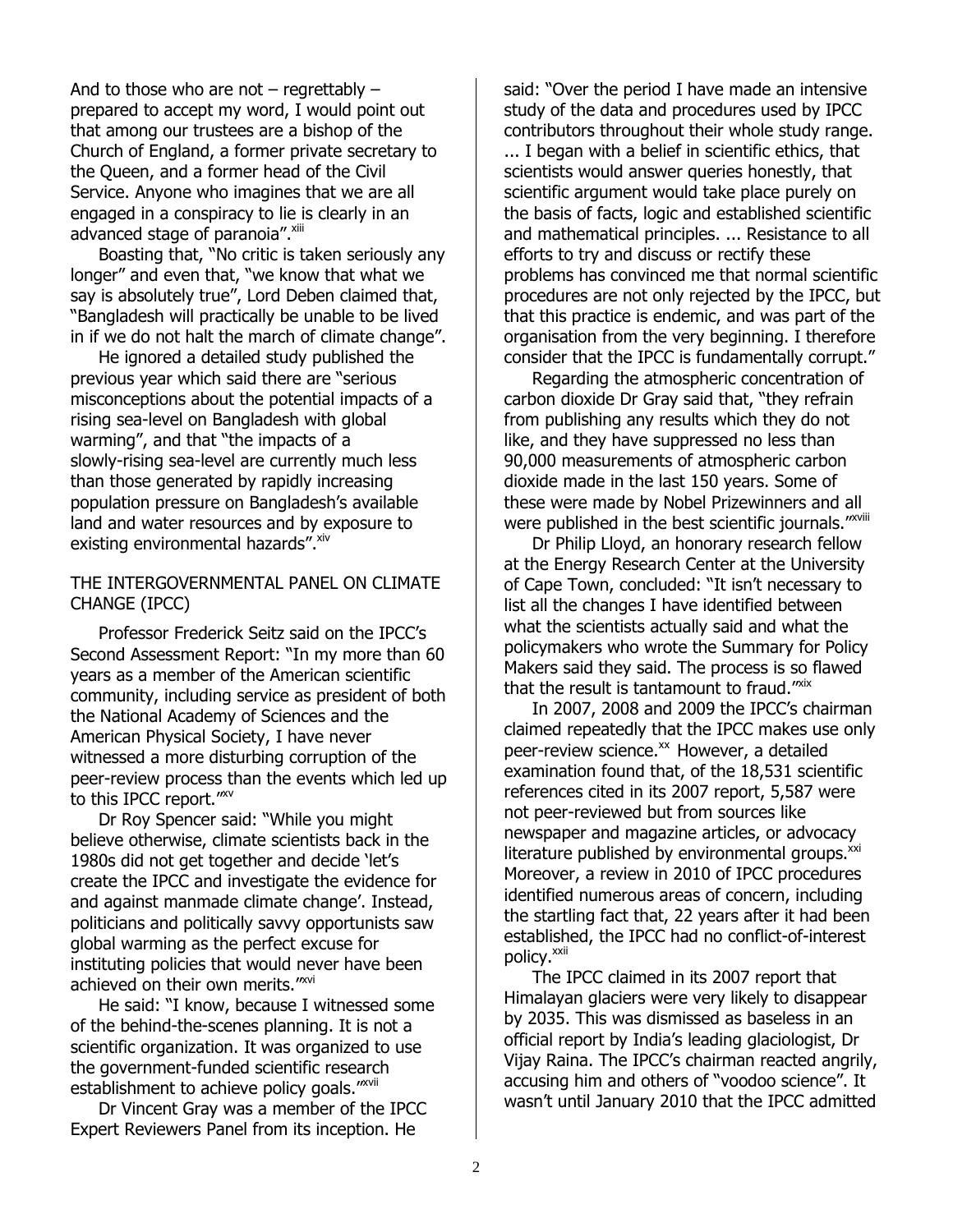And to those who are not – regrettably – prepared to accept my word, I would point out that among our trustees are a bishop of the Church of England, a former private secretary to the Queen, and a former head of the Civil Service. Anyone who imagines that we are all engaged in a conspiracy to lie is clearly in an advanced stage of paranoia".[xiii]

Boasting that, "No critic is taken seriously any longer" and even that, "we know that what we say is absolutely true", Lord Deben claimed that, "Bangladesh will practically be unable to be lived in if we do not halt the march of climate change".

He ignored a detailed study published the previous year which said there are "serious misconceptions about the potential impacts of a rising sea-level on Bangladesh with global warming", and that "the impacts of a slowly-rising sea-level are currently much less than those generated by rapidly increasing population pressure on Bangladesh's available land and water resources and by exposure to existing environmental hazards".[xiv]

## THE INTERGOVERNMENTAL PANEL ON CLIMATE CHANGE (IPCC)

Professor Frederick Seitz said on the IPCC's Second Assessment Report: "In my more than 60 years as a member of the American scientific community, including service as president of both the National Academy of Sciences and the American Physical Society, I have never witnessed a more disturbing corruption of the peer-review process than the events which led up to this IPCC report."[xv]

Dr Roy Spencer said: "While you might believe otherwise, climate scientists back in the 1980s did not get together and decide 'let's create the IPCC and investigate the evidence for and against manmade climate change'. Instead, politicians and politically savvy opportunists saw global warming as the perfect excuse for instituting policies that would never have been achieved on their own merits."[xvi]

He said: "I know, because I witnessed some of the behind-the-scenes planning. It is not a scientific organization. It was organized to use the government-funded scientific research establishment to achieve policy goals."[xvii]

Dr Vincent Gray was a member of the IPCC Expert Reviewers Panel from its inception. He said: "Over the period I have made an intensive study of the data and procedures used by IPCC contributors throughout their whole study range. ... I began with a belief in scientific ethics, that scientists would answer queries honestly, that scientific argument would take place purely on the basis of facts, logic and established scientific and mathematical principles. ... Resistance to all efforts to try and discuss or rectify these problems has convinced me that normal scientific procedures are not only rejected by the IPCC, but that this practice is endemic, and was part of the organisation from the very beginning. I therefore consider that the IPCC is fundamentally corrupt."

Regarding the atmospheric concentration of carbon dioxide Dr Gray said that, "they refrain from publishing any results which they do not like, and they have suppressed no less than 90,000 measurements of atmospheric carbon dioxide made in the last 150 years. Some of these were made by Nobel Prizewinners and all were published in the best scientific journals."[xviii]

Dr Philip Lloyd, an honorary research fellow at the Energy Research Center at the University of Cape Town, concluded: "It isn't necessary to list all the changes I have identified between what the scientists actually said and what the policymakers who wrote the Summary for Policy Makers said they said. The process is so flawed that the result is tantamount to fraud."[xix]

In 2007, 2008 and 2009 the IPCC's chairman claimed repeatedly that the IPCC makes use only peer-review science.[xx] However, a detailed examination found that, of the 18,531 scientific references cited in its 2007 report, 5,587 were not peer-reviewed but from sources like newspaper and magazine articles, or advocacy literature published by environmental groups.[xxi] Moreover, a review in 2010 of IPCC procedures identified numerous areas of concern, including the startling fact that, 22 years after it had been established, the IPCC had no conflict-of-interest policy.[xxii]

The IPCC claimed in its 2007 report that Himalayan glaciers were very likely to disappear by 2035. This was dismissed as baseless in an official report by India's leading glaciologist, Dr Vijay Raina. The IPCC's chairman reacted angrily, accusing him and others of "voodoo science". It wasn't until January 2010 that the IPCC admitted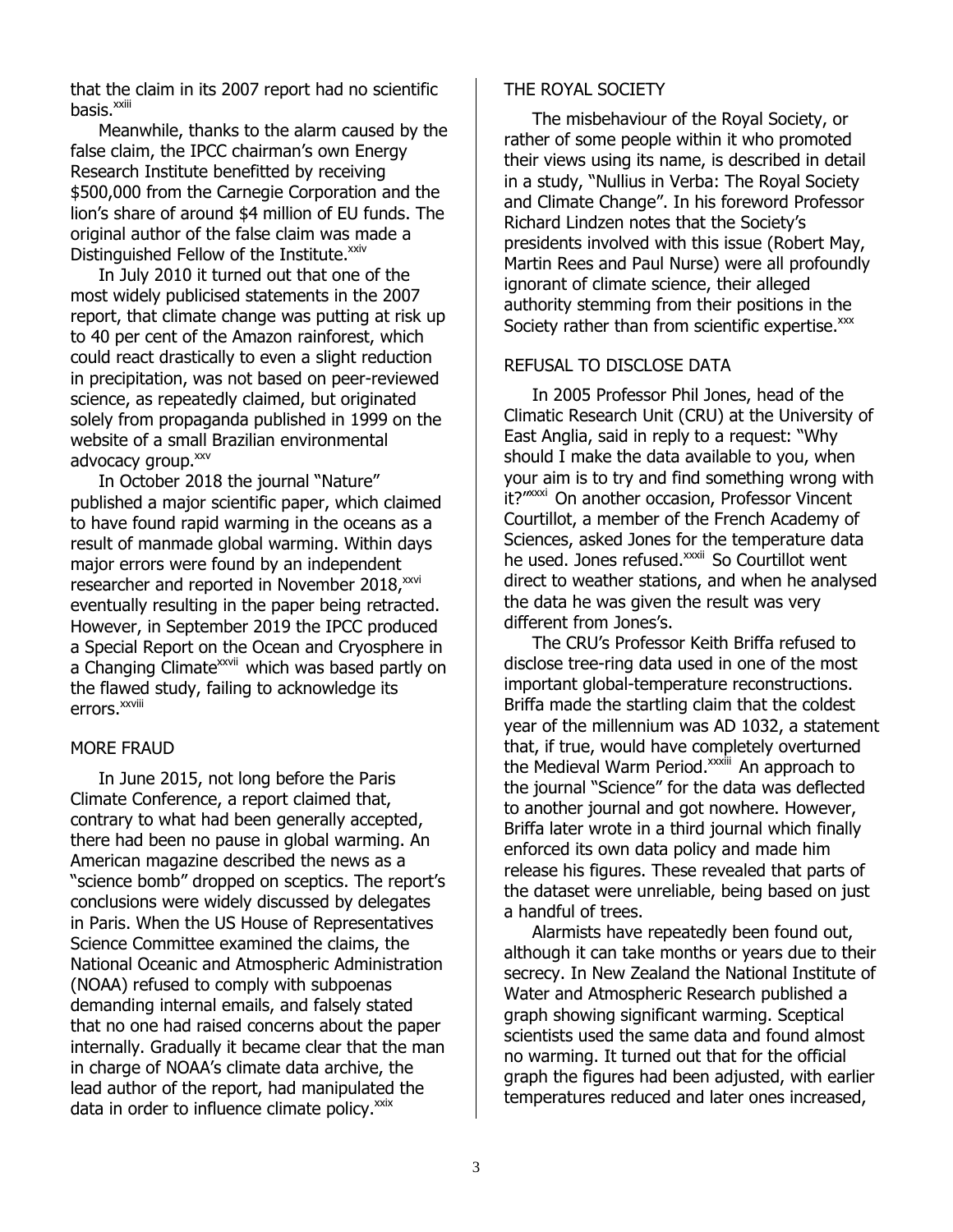that the claim in its 2007 report had no scientific basis.[xxiii]

Meanwhile, thanks to the alarm caused by the false claim, the IPCC chairman's own Energy Research Institute benefitted by receiving $500,000 from the Carnegie Corporation and the lion's share of around $4 million of EU funds. The original author of the false claim was made a Distinguished Fellow of the Institute.[xxiv]

In July 2010 it turned out that one of the most widely publicised statements in the 2007 report, that climate change was putting at risk up to 40 per cent of the Amazon rainforest, which could react drastically to even a slight reduction in precipitation, was not based on peer-reviewed science, as repeatedly claimed, but originated solely from propaganda published in 1999 on the website of a small Brazilian environmental advocacy group.[xxv]

In October 2018 the journal "Nature" published a major scientific paper, which claimed to have found rapid warming in the oceans as a result of manmade global warming. Within days major errors were found by an independent researcher and reported in November 2018,[xxvi] eventually resulting in the paper being retracted. However, in September 2019 the IPCC produced a Special Report on the Ocean and Cryosphere in a Changing Climate[xxvii] which was based partly on the flawed study, failing to acknowledge its errors.[xxviii]

## MORE FRAUD

In June 2015, not long before the Paris Climate Conference, a report claimed that, contrary to what had been generally accepted, there had been no pause in global warming. An American magazine described the news as a "science bomb" dropped on sceptics. The report's conclusions were widely discussed by delegates in Paris. When the US House of Representatives Science Committee examined the claims, the National Oceanic and Atmospheric Administration (NOAA) refused to comply with subpoenas demanding internal emails, and falsely stated that no one had raised concerns about the paper internally. Gradually it became clear that the man in charge of NOAA's climate data archive, the lead author of the report, had manipulated the data in order to influence climate policy.[xxix]

## THE ROYAL SOCIETY

The misbehaviour of the Royal Society, or rather of some people within it who promoted their views using its name, is described in detail in a study, "Nullius in Verba: The Royal Society and Climate Change". In his foreword Professor Richard Lindzen notes that the Society's presidents involved with this issue (Robert May, Martin Rees and Paul Nurse) were all profoundly ignorant of climate science, their alleged authority stemming from their positions in the Society rather than from scientific expertise.[xxx]

## REFUSAL TO DISCLOSE DATA

In 2005 Professor Phil Jones, head of the Climatic Research Unit (CRU) at the University of East Anglia, said in reply to a request: "Why should I make the data available to you, when your aim is to try and find something wrong with it?"[xxxi] On another occasion, Professor Vincent Courtillot, a member of the French Academy of Sciences, asked Jones for the temperature data he used. Jones refused.[xxxii] So Courtillot went direct to weather stations, and when he analysed the data he was given the result was very different from Jones's.

The CRU's Professor Keith Briffa refused to disclose tree-ring data used in one of the most important global-temperature reconstructions. Briffa made the startling claim that the coldest year of the millennium was AD 1032, a statement that, if true, would have completely overturned the Medieval Warm Period.[xxxiii] An approach to the journal "Science" for the data was deflected to another journal and got nowhere. However, Briffa later wrote in a third journal which finally enforced its own data policy and made him release his figures. These revealed that parts of the dataset were unreliable, being based on just a handful of trees.

Alarmists have repeatedly been found out, although it can take months or years due to their secrecy. In New Zealand the National Institute of Water and Atmospheric Research published a graph showing significant warming. Sceptical scientists used the same data and found almost no warming. It turned out that for the official graph the figures had been adjusted, with earlier temperatures reduced and later ones increased,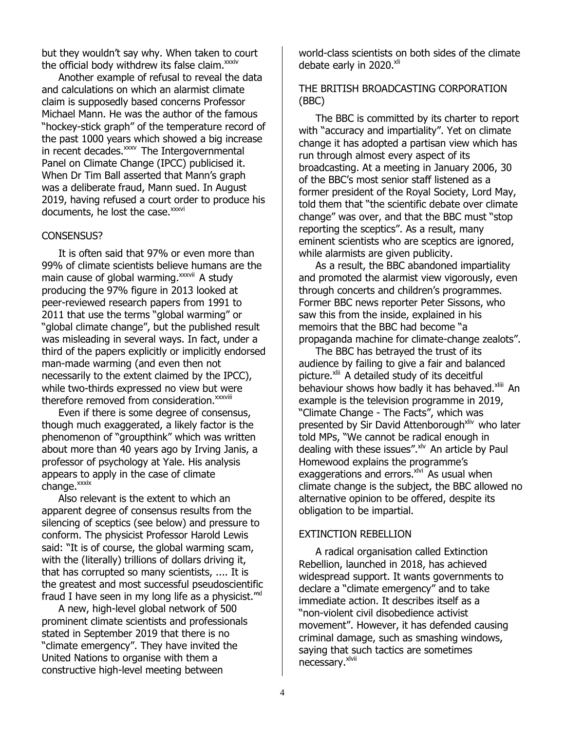but they wouldn't say why. When taken to court the official body withdrew its false claim.[xxxiv]

Another example of refusal to reveal the data and calculations on which an alarmist climate claim is supposedly based concerns Professor Michael Mann. He was the author of the famous "hockey-stick graph" of the temperature record of the past 1000 years which showed a big increase in recent decades.[xxxv] The Intergovernmental Panel on Climate Change (IPCC) publicised it. When Dr Tim Ball asserted that Mann's graph was a deliberate fraud, Mann sued. In August 2019, having refused a court order to produce his documents, he lost the case.[xxxvi]

## CONSENSUS?

It is often said that 97% or even more than 99% of climate scientists believe humans are the main cause of global warming.[xxxvii] A study producing the 97% figure in 2013 looked at peer-reviewed research papers from 1991 to 2011 that use the terms "global warming" or "global climate change", but the published result was misleading in several ways. In fact, under a third of the papers explicitly or implicitly endorsed man-made warming (and even then not necessarily to the extent claimed by the IPCC), while two-thirds expressed no view but were therefore removed from consideration.[xxxviii]

Even if there is some degree of consensus, though much exaggerated, a likely factor is the phenomenon of "groupthink" which was written about more than 40 years ago by Irving Janis, a professor of psychology at Yale. His analysis appears to apply in the case of climate change.[xxxix]

Also relevant is the extent to which an apparent degree of consensus results from the silencing of sceptics (see below) and pressure to conform. The physicist Professor Harold Lewis said: "It is of course, the global warming scam, with the (literally) trillions of dollars driving it, that has corrupted so many scientists, .... It is the greatest and most successful pseudoscientific fraud I have seen in my long life as a physicist."[xl]

A new, high-level global network of 500 prominent climate scientists and professionals stated in September 2019 that there is no "climate emergency". They have invited the United Nations to organise with them a constructive high-level meeting between world-class scientists on both sides of the climate debate early in 2020.[xli]

## THE BRITISH BROADCASTING CORPORATION (BBC)

The BBC is committed by its charter to report with "accuracy and impartiality". Yet on climate change it has adopted a partisan view which has run through almost every aspect of its broadcasting. At a meeting in January 2006, 30 of the BBC's most senior staff listened as a former president of the Royal Society, Lord May, told them that "the scientific debate over climate change" was over, and that the BBC must "stop reporting the sceptics". As a result, many eminent scientists who are sceptics are ignored, while alarmists are given publicity.

As a result, the BBC abandoned impartiality and promoted the alarmist view vigorously, even through concerts and children's programmes. Former BBC news reporter Peter Sissons, who saw this from the inside, explained in his memoirs that the BBC had become "a propaganda machine for climate-change zealots".

The BBC has betrayed the trust of its audience by failing to give a fair and balanced picture.[xlii] A detailed study of its deceitful behaviour shows how badly it has behaved.[xliii] An example is the television programme in 2019, "Climate Change - The Facts", which was presented by Sir David Attenborough[xliv] who later told MPs, "We cannot be radical enough in dealing with these issues".[xlv] An article by Paul Homewood explains the programme's exaggerations and errors.[xlvi] As usual when climate change is the subject, the BBC allowed no alternative opinion to be offered, despite its obligation to be impartial.

## EXTINCTION REBELLION

A radical organisation called Extinction Rebellion, launched in 2018, has achieved widespread support. It wants governments to declare a "climate emergency" and to take immediate action. It describes itself as a "non-violent civil disobedience activist movement". However, it has defended causing criminal damage, such as smashing windows, saying that such tactics are sometimes necessary.[xlvii]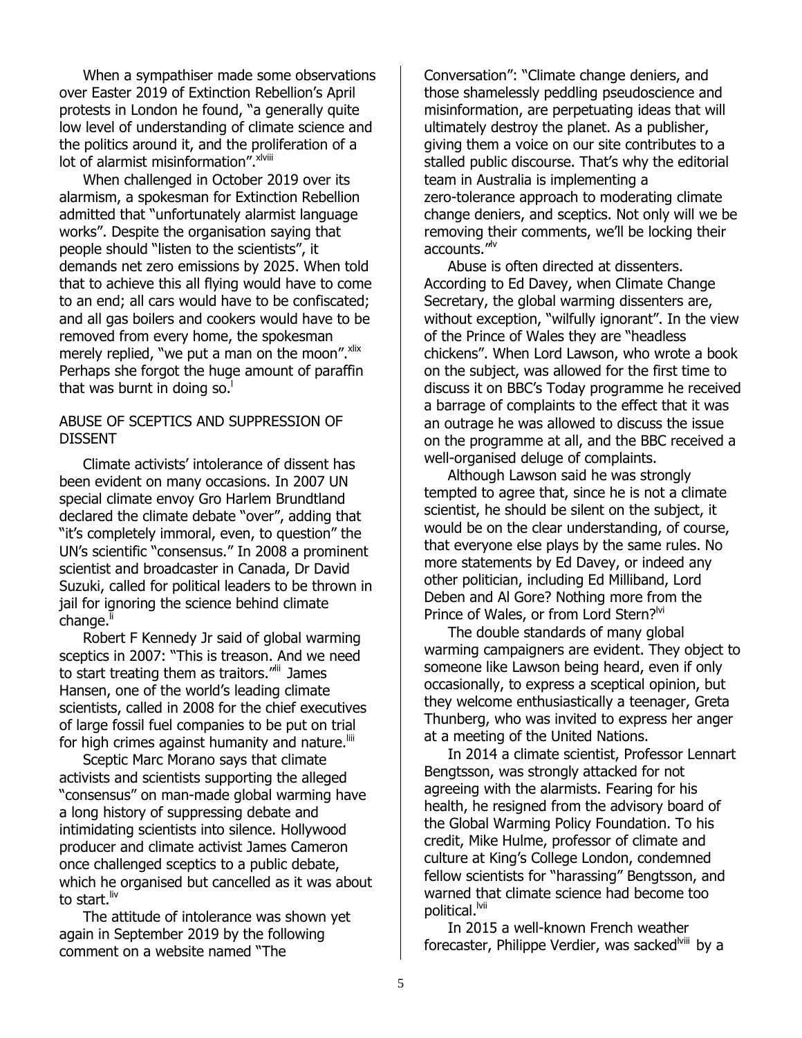When a sympathiser made some observations over Easter 2019 of Extinction Rebellion's April protests in London he found, "a generally quite low level of understanding of climate science and the politics around it, and the proliferation of a lot of alarmist misinformation".[xlviii]

When challenged in October 2019 over its alarmism, a spokesman for Extinction Rebellion admitted that "unfortunately alarmist language works". Despite the organisation saying that people should "listen to the scientists", it demands net zero emissions by 2025. When told that to achieve this all flying would have to come to an end; all cars would have to be confiscated; and all gas boilers and cookers would have to be removed from every home, the spokesman merely replied, "we put a man on the moon".[xlix] Perhaps she forgot the huge amount of paraffin that was burnt in doing so.[l]

## ABUSE OF SCEPTICS AND SUPPRESSION OF DISSENT

Climate activists' intolerance of dissent has been evident on many occasions. In 2007 UN special climate envoy Gro Harlem Brundtland declared the climate debate "over", adding that "it's completely immoral, even, to question" the UN's scientific "consensus." In 2008 a prominent scientist and broadcaster in Canada, Dr David Suzuki, called for political leaders to be thrown in jail for ignoring the science behind climate change.[li]

Robert F Kennedy Jr said of global warming sceptics in 2007: "This is treason. And we need to start treating them as traitors."[lii] James Hansen, one of the world's leading climate scientists, called in 2008 for the chief executives of large fossil fuel companies to be put on trial for high crimes against humanity and nature.[liii]

Sceptic Marc Morano says that climate activists and scientists supporting the alleged "consensus" on man-made global warming have a long history of suppressing debate and intimidating scientists into silence. Hollywood producer and climate activist James Cameron once challenged sceptics to a public debate, which he organised but cancelled as it was about to start.[liv]

The attitude of intolerance was shown yet again in September 2019 by the following comment on a website named "The Conversation": "Climate change deniers, and those shamelessly peddling pseudoscience and misinformation, are perpetuating ideas that will ultimately destroy the planet. As a publisher, giving them a voice on our site contributes to a stalled public discourse. That's why the editorial team in Australia is implementing a zero-tolerance approach to moderating climate change deniers, and sceptics. Not only will we be removing their comments, we'll be locking their accounts."[lv]

Abuse is often directed at dissenters. According to Ed Davey, when Climate Change Secretary, the global warming dissenters are, without exception, "wilfully ignorant". In the view of the Prince of Wales they are "headless chickens". When Lord Lawson, who wrote a book on the subject, was allowed for the first time to discuss it on BBC's Today programme he received a barrage of complaints to the effect that it was an outrage he was allowed to discuss the issue on the programme at all, and the BBC received a well-organised deluge of complaints.

Although Lawson said he was strongly tempted to agree that, since he is not a climate scientist, he should be silent on the subject, it would be on the clear understanding, of course, that everyone else plays by the same rules. No more statements by Ed Davey, or indeed any other politician, including Ed Milliband, Lord Deben and Al Gore? Nothing more from the Prince of Wales, or from Lord Stern?[lvi]

The double standards of many global warming campaigners are evident. They object to someone like Lawson being heard, even if only occasionally, to express a sceptical opinion, but they welcome enthusiastically a teenager, Greta Thunberg, who was invited to express her anger at a meeting of the United Nations.

In 2014 a climate scientist, Professor Lennart Bengtsson, was strongly attacked for not agreeing with the alarmists. Fearing for his health, he resigned from the advisory board of the Global Warming Policy Foundation. To his credit, Mike Hulme, professor of climate and culture at King's College London, condemned fellow scientists for "harassing" Bengtsson, and warned that climate science had become too political.[lvii]

In 2015 a well-known French weather forecaster, Philippe Verdier, was sacked[lviii] by a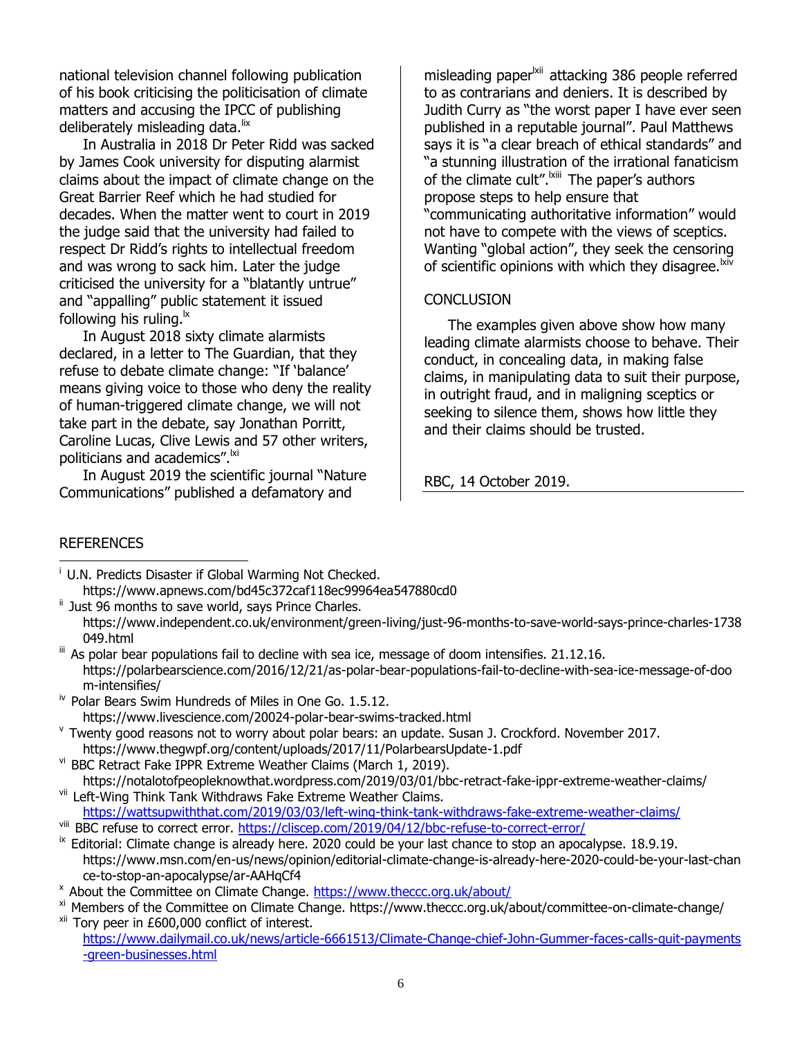national television channel following publication of his book criticising the politicisation of climate matters and accusing the IPCC of publishing deliberately misleading data.[lix]

In Australia in 2018 Dr Peter Ridd was sacked by James Cook university for disputing alarmist claims about the impact of climate change on the Great Barrier Reef which he had studied for decades. When the matter went to court in 2019 the judge said that the university had failed to respect Dr Ridd's rights to intellectual freedom and was wrong to sack him. Later the judge criticised the university for a "blatantly untrue" and "appalling" public statement it issued following his ruling.[lx]

In August 2018 sixty climate alarmists declared, in a letter to The Guardian, that they refuse to debate climate change: "If 'balance' means giving voice to those who deny the reality of human-triggered climate change, we will not take part in the debate, say Jonathan Porritt, Caroline Lucas, Clive Lewis and 57 other writers, politicians and academics".[lxi]

In August 2019 the scientific journal "Nature Communications" published a defamatory and misleading paper[lxii] attacking 386 people referred to as contrarians and deniers. It is described by Judith Curry as "the worst paper I have ever seen published in a reputable journal". Paul Matthews says it is "a clear breach of ethical standards" and "a stunning illustration of the irrational fanaticism of the climate cult".[lxiii] The paper's authors propose steps to help ensure that "communicating authoritative information" would not have to compete with the views of sceptics. Wanting "global action", they seek the censoring of scientific opinions with which they disagree.[lxiv]

## CONCLUSION

The examples given above show how many leading climate alarmists choose to behave. Their conduct, in concealing data, in making false claims, in manipulating data to suit their purpose, in outright fraud, and in maligning sceptics or seeking to silence them, shows how little they and their claims should be trusted.

RBC, 14 October 2019.

## REFERENCES

[i] U.N. Predicts Disaster if Global Warming Not Checked. https://www.apnews.com/bd45c372caf118ec99964ea547880cd0

[ii] Just 96 months to save world, says Prince Charles. https://www.independent.co.uk/environment/green-living/just-96-months-to-save-world-says-prince-charles-1738049.html

[iii] As polar bear populations fail to decline with sea ice, message of doom intensifies. 21.12.16. https://polarbearscience.com/2016/12/21/as-polar-bear-populations-fail-to-decline-with-sea-ice-message-of-doom-intensifies/

[iv] Polar Bears Swim Hundreds of Miles in One Go. 1.5.12. https://www.livescience.com/20024-polar-bear-swims-tracked.html

[v] Twenty good reasons not to worry about polar bears: an update. Susan J. Crockford. November 2017. https://www.thegwpf.org/content/uploads/2017/11/PolarbearsUpdate-1.pdf

[vi] BBC Retract Fake IPPR Extreme Weather Claims (March 1, 2019). https://notalotofpeopleknowthat.wordpress.com/2019/03/01/bbc-retract-fake-ippr-extreme-weather-claims/

[vii] Left-Wing Think Tank Withdraws Fake Extreme Weather Claims. https://wattsupwiththat.com/2019/03/03/left-wing-think-tank-withdraws-fake-extreme-weather-claims/

[viii] BBC refuse to correct error. https://cliscep.com/2019/04/12/bbc-refuse-to-correct-error/

[ix] Editorial: Climate change is already here. 2020 could be your last chance to stop an apocalypse. 18.9.19. https://www.msn.com/en-us/news/opinion/editorial-climate-change-is-already-here-2020-could-be-your-last-chance-to-stop-an-apocalypse/ar-AAHqCf4

[x] About the Committee on Climate Change. https://www.theccc.org.uk/about/

[xi] Members of the Committee on Climate Change. https://www.theccc.org.uk/about/committee-on-climate-change/

[xii] Tory peer in £600,000 conflict of interest. https://www.dailymail.co.uk/news/article-6661513/Climate-Change-chief-John-Gummer-faces-calls-quit-payments-green-businesses.html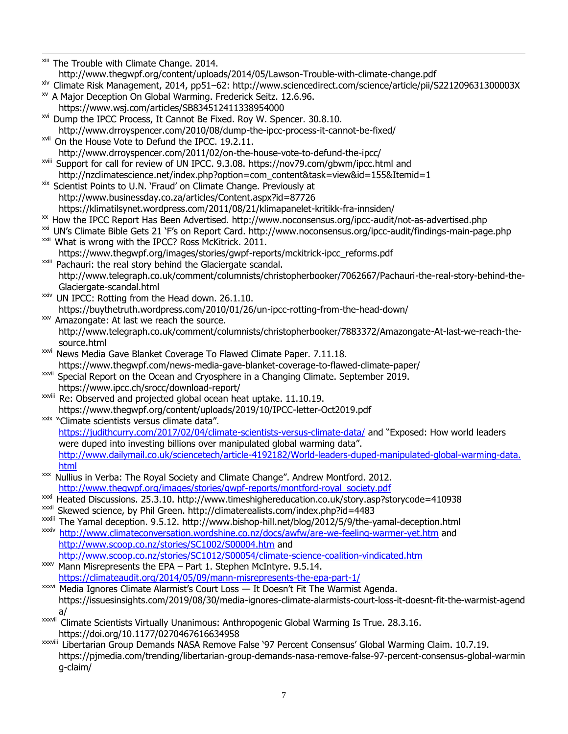[xiii] The Trouble with Climate Change. 2014.
http://www.thegwpf.org/content/uploads/2014/05/Lawson-Trouble-with-climate-change.pdf

[xiv] Climate Risk Management, 2014, pp51–62: http://www.sciencedirect.com/science/article/pii/S221209631300003X

[xv] A Major Deception On Global Warming. Frederick Seitz. 12.6.96.
https://www.wsj.com/articles/SB834512411338954000

[xvi] Dump the IPCC Process, It Cannot Be Fixed. Roy W. Spencer. 30.8.10.
http://www.drroyspencer.com/2010/08/dump-the-ipcc-process-it-cannot-be-fixed/

[xvii] On the House Vote to Defund the IPCC. 19.2.11.
http://www.drroyspencer.com/2011/02/on-the-house-vote-to-defund-the-ipcc/

[xviii] Support for call for review of UN IPCC. 9.3.08. https://nov79.com/gbwm/ipcc.html and
http://nzclimatescience.net/index.php?option=com_content&task=view&id=155&Itemid=1

[xix] Scientist Points to U.N. 'Fraud' on Climate Change. Previously at
http://www.businessday.co.za/articles/Content.aspx?id=87726
https://klimatilsynet.wordpress.com/2011/08/21/klimapanelet-kritikk-fra-innsiden/

[xx] How the IPCC Report Has Been Advertised. http://www.noconsensus.org/ipcc-audit/not-as-advertised.php

[xxi] UN's Climate Bible Gets 21 'F's on Report Card. http://www.noconsensus.org/ipcc-audit/findings-main-page.php

[xxii] What is wrong with the IPCC? Ross McKitrick. 2011.
https://www.thegwpf.org/images/stories/gwpf-reports/mckitrick-ipcc_reforms.pdf

[xxiii] Pachauri: the real story behind the Glaciergate scandal.
http://www.telegraph.co.uk/comment/columnists/christopherbooker/7062667/Pachauri-the-real-story-behind-the-Glaciergate-scandal.html

[xxiv] UN IPCC: Rotting from the Head down. 26.1.10.
https://buythetruth.wordpress.com/2010/01/26/un-ipcc-rotting-from-the-head-down/

[xxv] Amazongate: At last we reach the source.
http://www.telegraph.co.uk/comment/columnists/christopherbooker/7883372/Amazongate-At-last-we-reach-the-source.html

[xxvi] News Media Gave Blanket Coverage To Flawed Climate Paper. 7.11.18.
https://www.thegwpf.com/news-media-gave-blanket-coverage-to-flawed-climate-paper/

[xxvii] Special Report on the Ocean and Cryosphere in a Changing Climate. September 2019.
https://www.ipcc.ch/srocc/download-report/

[xxviii] Re: Observed and projected global ocean heat uptake. 11.10.19.
https://www.thegwpf.org/content/uploads/2019/10/IPCC-letter-Oct2019.pdf

[xxix] "Climate scientists versus climate data".
https://judithcurry.com/2017/02/04/climate-scientists-versus-climate-data/ and "Exposed: How world leaders were duped into investing billions over manipulated global warming data".
http://www.dailymail.co.uk/sciencetech/article-4192182/World-leaders-duped-manipulated-global-warming-data.html

[xxx] Nullius in Verba: The Royal Society and Climate Change". Andrew Montford. 2012.
http://www.thegwpf.org/images/stories/gwpf-reports/montford-royal_society.pdf

[xxxi] Heated Discussions. 25.3.10. http://www.timeshighereducation.co.uk/story.asp?storycode=410938

[xxxii] Skewed science, by Phil Green. http://climaterealists.com/index.php?id=4483

[xxxiii] The Yamal deception. 9.5.12. http://www.bishop-hill.net/blog/2012/5/9/the-yamal-deception.html

[xxxiv] http://www.climateconversation.wordshine.co.nz/docs/awfw/are-we-feeling-warmer-yet.htm and
http://www.scoop.co.nz/stories/SC1002/S00004.htm and
http://www.scoop.co.nz/stories/SC1012/S00054/climate-science-coalition-vindicated.htm

[xxxv] Mann Misrepresents the EPA – Part 1. Stephen McIntyre. 9.5.14.
https://climateaudit.org/2014/05/09/mann-misrepresents-the-epa-part-1/

[xxxvi] Media Ignores Climate Alarmist's Court Loss — It Doesn't Fit The Warmist Agenda.
https://issuesinsights.com/2019/08/30/media-ignores-climate-alarmists-court-loss-it-doesnt-fit-the-warmist-agenda/

[xxxvii] Climate Scientists Virtually Unanimous: Anthropogenic Global Warming Is True. 28.3.16.
https://doi.org/10.1177/0270467616634958

[xxxviii] Libertarian Group Demands NASA Remove False '97 Percent Consensus' Global Warming Claim. 10.7.19.
https://pjmedia.com/trending/libertarian-group-demands-nasa-remove-false-97-percent-consensus-global-warming-claim/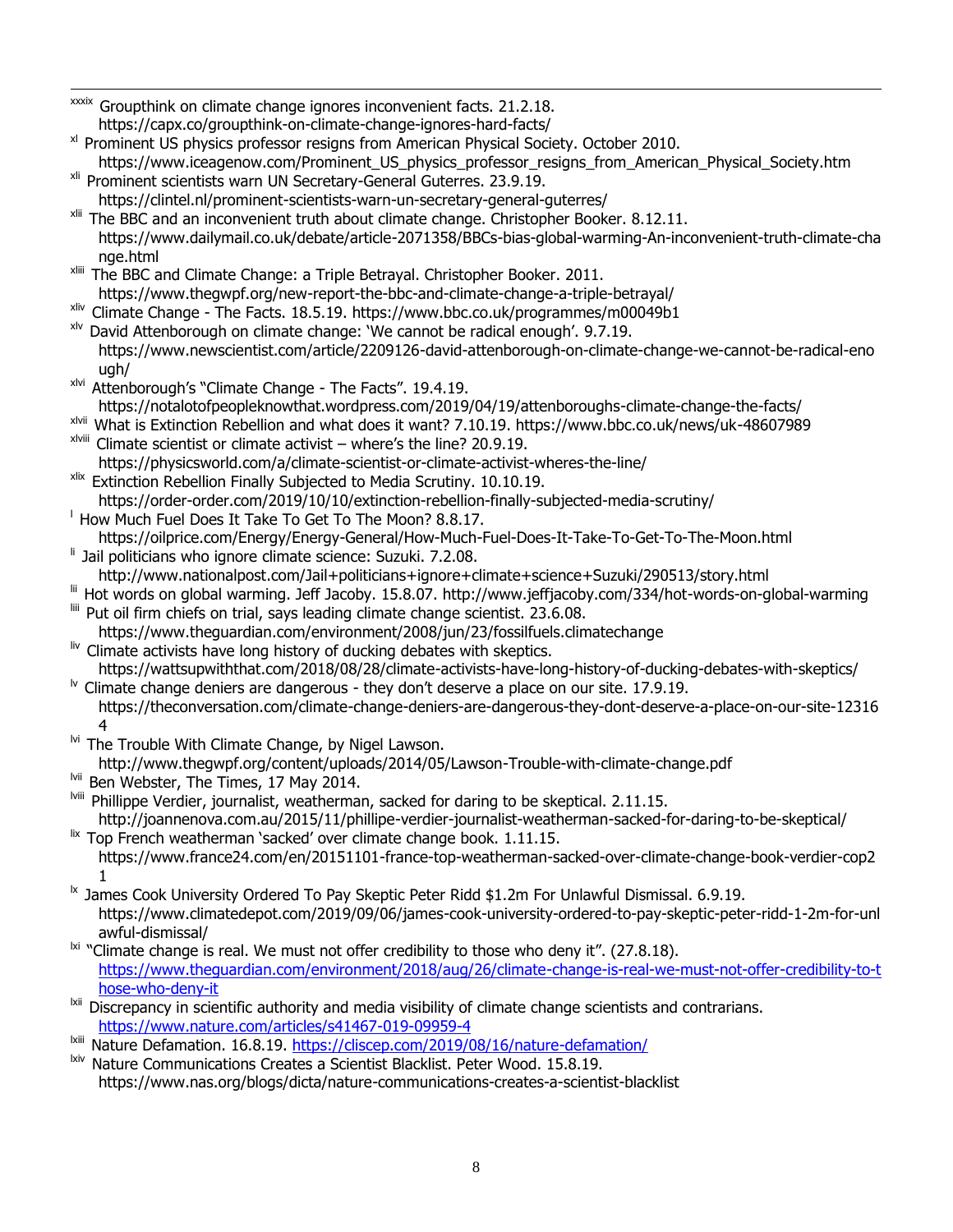[xxxix] Groupthink on climate change ignores inconvenient facts. 21.2.18. https://capx.co/groupthink-on-climate-change-ignores-hard-facts/

[xl] Prominent US physics professor resigns from American Physical Society. October 2010. https://www.iceagenow.com/Prominent_US_physics_professor_resigns_from_American_Physical_Society.htm

[xli] Prominent scientists warn UN Secretary-General Guterres. 23.9.19. https://clintel.nl/prominent-scientists-warn-un-secretary-general-guterres/

[xlii] The BBC and an inconvenient truth about climate change. Christopher Booker. 8.12.11. https://www.dailymail.co.uk/debate/article-2071358/BBCs-bias-global-warming-An-inconvenient-truth-climate-change.html

[xliii] The BBC and Climate Change: a Triple Betrayal. Christopher Booker. 2011. https://www.thegwpf.org/new-report-the-bbc-and-climate-change-a-triple-betrayal/

[xliv] Climate Change - The Facts. 18.5.19. https://www.bbc.co.uk/programmes/m00049b1

[xlv] David Attenborough on climate change: 'We cannot be radical enough'. 9.7.19. https://www.newscientist.com/article/2209126-david-attenborough-on-climate-change-we-cannot-be-radical-enough/

[xlvi] Attenborough's "Climate Change - The Facts". 19.4.19. https://notalotofpeopleknowthat.wordpress.com/2019/04/19/attenboroughs-climate-change-the-facts/

[xlvii] What is Extinction Rebellion and what does it want? 7.10.19. https://www.bbc.co.uk/news/uk-48607989

[xlviii] Climate scientist or climate activist – where's the line? 20.9.19. https://physicsworld.com/a/climate-scientist-or-climate-activist-wheres-the-line/

[xlix] Extinction Rebellion Finally Subjected to Media Scrutiny. 10.10.19. https://order-order.com/2019/10/10/extinction-rebellion-finally-subjected-media-scrutiny/

[l] How Much Fuel Does It Take To Get To The Moon? 8.8.17. https://oilprice.com/Energy/Energy-General/How-Much-Fuel-Does-It-Take-To-Get-To-The-Moon.html

[li] Jail politicians who ignore climate science: Suzuki. 7.2.08. http://www.nationalpost.com/Jail+politicians+ignore+climate+science+Suzuki/290513/story.html

[lii] Hot words on global warming. Jeff Jacoby. 15.8.07. http://www.jeffjacoby.com/334/hot-words-on-global-warming

[liii] Put oil firm chiefs on trial, says leading climate change scientist. 23.6.08. https://www.theguardian.com/environment/2008/jun/23/fossilfuels.climatechange

[liv] Climate activists have long history of ducking debates with skeptics. https://wattsupwiththat.com/2018/08/28/climate-activists-have-long-history-of-ducking-debates-with-skeptics/

[lv] Climate change deniers are dangerous - they don't deserve a place on our site. 17.9.19. https://theconversation.com/climate-change-deniers-are-dangerous-they-dont-deserve-a-place-on-our-site-123164

[lvi] The Trouble With Climate Change, by Nigel Lawson. http://www.thegwpf.org/content/uploads/2014/05/Lawson-Trouble-with-climate-change.pdf

[lvii] Ben Webster, The Times, 17 May 2014.

[lviii] Phillippe Verdier, journalist, weatherman, sacked for daring to be skeptical. 2.11.15. http://joannenova.com.au/2015/11/phillipe-verdier-journalist-weatherman-sacked-for-daring-to-be-skeptical/

[lix] Top French weatherman 'sacked' over climate change book. 1.11.15. https://www.france24.com/en/20151101-france-top-weatherman-sacked-over-climate-change-book-verdier-cop21

[lx] James Cook University Ordered To Pay Skeptic Peter Ridd $1.2m For Unlawful Dismissal. 6.9.19. https://www.climatedepot.com/2019/09/06/james-cook-university-ordered-to-pay-skeptic-peter-ridd-1-2m-for-unlawful-dismissal/

[lxi] "Climate change is real. We must not offer credibility to those who deny it". (27.8.18). https://www.theguardian.com/environment/2018/aug/26/climate-change-is-real-we-must-not-offer-credibility-to-those-who-deny-it

[lxii] Discrepancy in scientific authority and media visibility of climate change scientists and contrarians. https://www.nature.com/articles/s41467-019-09959-4

[lxiii] Nature Defamation. 16.8.19. https://cliscep.com/2019/08/16/nature-defamation/

[lxiv] Nature Communications Creates a Scientist Blacklist. Peter Wood. 15.8.19. https://www.nas.org/blogs/dicta/nature-communications-creates-a-scientist-blacklist